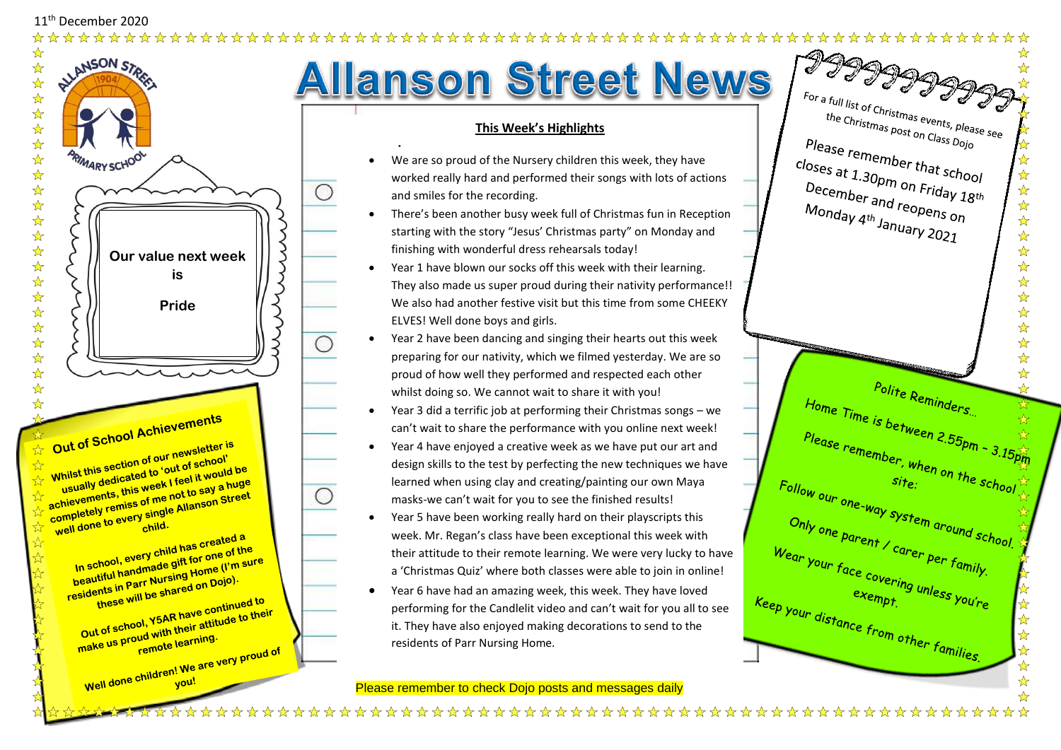11th December 2020

# Allanson Street News

Our value next week is

**Pride**

## Out of School Achievements

Whilst this section of our newsletter is usually dedicated to 'out of school' achievements, this week I feel it would be completely remiss of me not to say a huge well done to every single Allanson Street child.

In school, every child has created a beautiful handmade gift for one of the residents in Parr Nursing Home (I'm sure these will be shared on Dojo).

Out of school, Y5AR have continued to make us proud with their attitude to their remote learning.

Well done children! We are very proud of you!

## This Week's Highlights

- We are so proud of the Nursery children this week, they have worked really hard and performed their songs with lots of actions and smiles for the recording.
- There's been another busy week full of Christmas fun in Reception starting with the story "Jesus' Christmas party" on Monday and finishing with wonderful dress rehearsals today!
- Year 1 have blown our socks off this week with their learning. They also made us super proud during their nativity performance!! We also had another festive visit but this time from some CHEEKY ELVES! Well done boys and girls.
- Year 2 have been dancing and singing their hearts out this week preparing for our nativity, which we filmed yesterday. We are so proud of how well they performed and respected each other whilst doing so. We cannot wait to share it with you!
- Year 3 did a terrific job at performing their Christmas songs – we can't wait to share the performance with you online next week!
- Year 4 have enjoyed a creative week as we have put our art and design skills to the test by perfecting the new techniques we have learned when using clay and creating/painting our own Maya masks-we can't wait for you to see the finished results!
- Year 5 have been working really hard on their playscripts this week. Mr. Regan's class have been exceptional this week with their attitude to their remote learning. We were very lucky to have a 'Christmas Quiz' where both classes were able to join in online!
- Year 6 have had an amazing week, this week. They have loved performing for the Candlelit video and can't wait for you all to see it. They have also enjoyed making decorations to send to the residents of Parr Nursing Home.

Please remember to check Dojo posts and messages daily

For a full list of Christmas events, please see the Christmas post on Class Dojo

Please remember that school closes at 1.30pm on Friday 18th December and reopens on Monday 4th January 2021

## Polite Reminders…

Home Time is between 2.55pm - 3.15pm

Please remember, when on the school site:

Follow our one-way system around school.

Only one parent / carer per family.

Wear your face covering unless you're exempt.

Keep your distance from other families.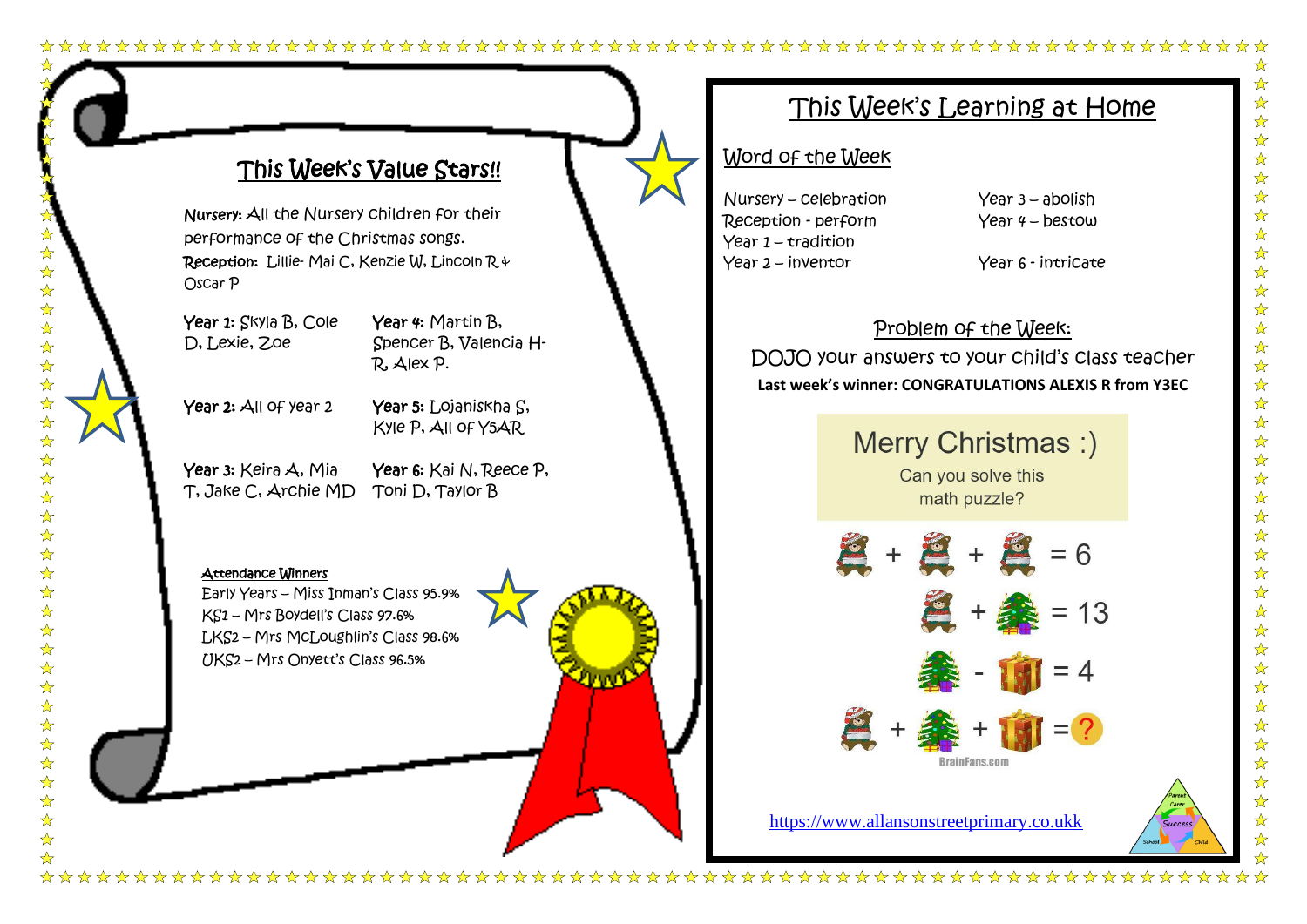## This Week's Value Stars!!

**Nursery:** All the Nursery children for their performance of the Christmas songs.

**Reception:** Lillie- Mai C, Kenzie W, Lincoln R & Oscar P

**Year 1:** Skyla B, Cole D, Lexie, Zoe

**Year 2:** All of year 2

**Year 3:** Keira A, Mia T, Jake C, Archie MD

**Year 4:** Martin B, Spencer B, Valencia H-R, Alex P.

**Year 5:** Lojaniskha S, Kyle P, All of Y5AR

**Year 6:** Kai N, Reece P, Toni D, Taylor B

### Attendance Winners

Early Years – Miss Inman's Class 95.9%

KS1 – Mrs Boydell's Class 97.6%

LKS2 – Mrs McLoughlin's Class 98.6%

UKS2 – Mrs Onyett's Class 96.5%

## This Week's Learning at Home

### Word of the Week

Nursery – celebration

Reception - perform

Year 1 – tradition

Year 2 – inventor

Year 3 – abolish

Year 4 – bestow

Year 6 - intricate

### Problem of the Week:

DOJO your answers to your child's class teacher

**Last week's winner: CONGRATULATIONS ALEXIS R from Y3EC**

Merry Christmas :)

Can you solve this math puzzle?

= 6

= 13

= 4

=?

BrainFans.com

https://www.allansonstreetprimary.co.ukk

Parent Carer Success School Child